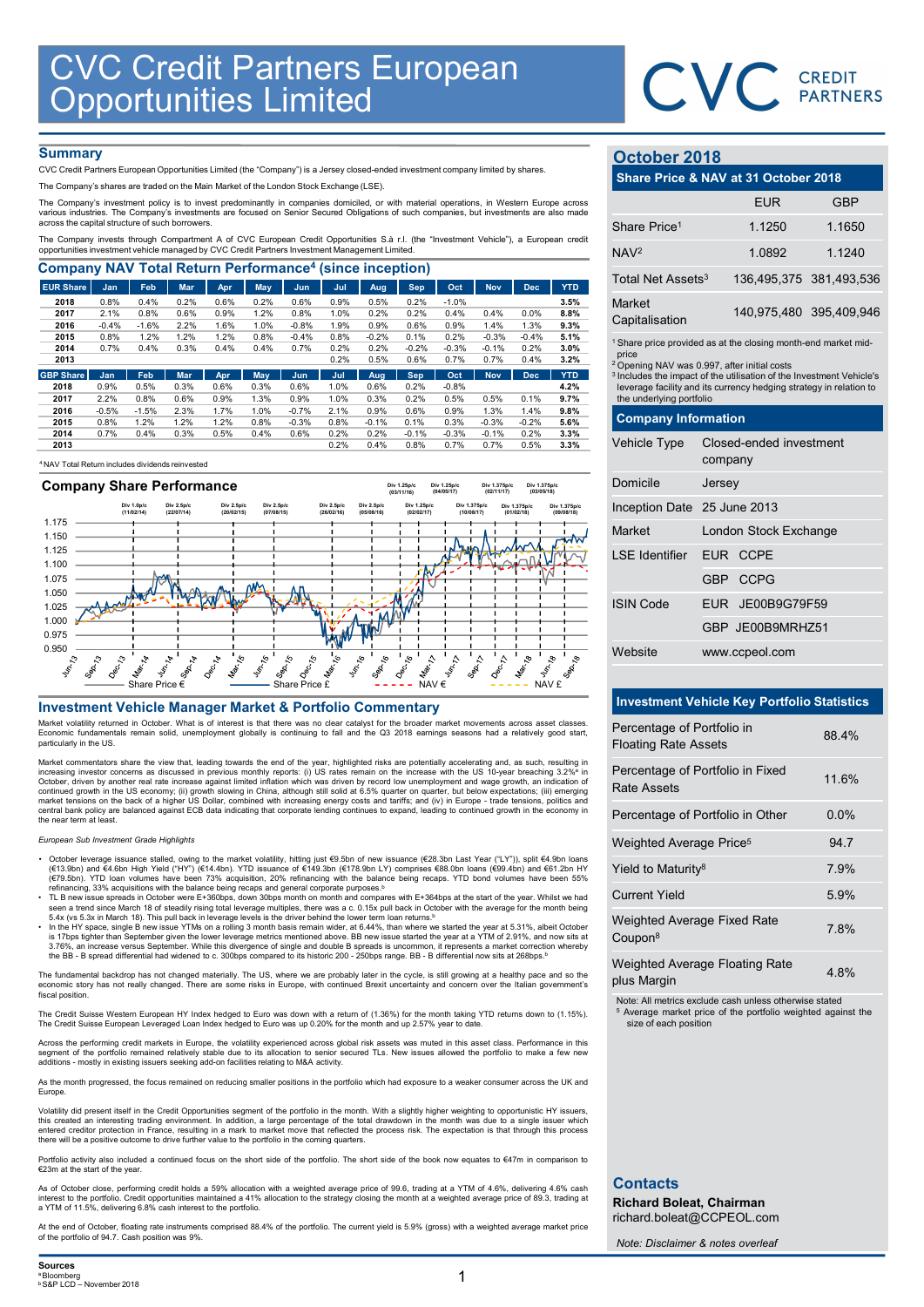# CVC Credit Partners European Opportunities Limited

## Summary

CVC Credit Partners European Opportunities Limited (the "Company") is a Jersey closed-ended investment company limited by shares.

The Company's shares are traded on the Main Market of the London Stock Exchange (LSE).

The Company's investment policy is to invest predominantly in companies domiciled, or with material operations, in Western Europe across various industries. The Company's investments are focused on Senior Secured Obligations of such companies, but investments are also made across the capital structure of such borrowers.

The Company invests through Compartment A of CVC European Credit Opportunities S.à r.l. (the "Investment Vehicle"), a European credit opportunities investment vehicle managed by CVC Credit Partners Investment Management Limited.

## Company NAV Total Return Performance[4] (since inception)

| EUR Share | Jan | Feb | Mar | Apr | May | Jun | Jul | Aug | Sep | Oct | Nov | Dec | YTD |
|---|---|---|---|---|---|---|---|---|---|---|---|---|---|
| 2018 | 0.8% | 0.4% | 0.2% | 0.6% | 0.2% | 0.6% | 0.9% | 0.5% | 0.2% | -1.0% | | | 3.5% |
| 2017 | 2.1% | 0.8% | 0.6% | 0.9% | 1.2% | 0.8% | 1.0% | 0.2% | 0.2% | 0.4% | 0.4% | 0.0% | 8.8% |
| 2016 | -0.4% | -1.6% | 2.2% | 1.6% | 1.0% | -0.8% | 1.9% | 0.9% | 0.6% | 0.9% | 1.4% | 1.3% | 9.3% |
| 2015 | 0.8% | 1.2% | 1.2% | 1.2% | 0.8% | -0.4% | 0.8% | -0.2% | 0.1% | 0.2% | -0.3% | -0.4% | 5.1% |
| 2014 | 0.7% | 0.4% | 0.3% | 0.4% | 0.4% | 0.7% | 0.2% | 0.2% | -0.2% | -0.3% | -0.1% | 0.2% | 3.0% |
| 2013 | | | | | | | 0.2% | 0.5% | 0.6% | 0.7% | 0.7% | 0.4% | 3.2% |

| GBP Share | Jan | Feb | Mar | Apr | May | Jun | Jul | Aug | Sep | Oct | Nov | Dec | YTD |
|---|---|---|---|---|---|---|---|---|---|---|---|---|---|
| 2018 | 0.9% | 0.5% | 0.3% | 0.6% | 0.3% | 0.6% | 1.0% | 0.6% | 0.2% | -0.8% | | | 4.2% |
| 2017 | 2.2% | 0.8% | 0.6% | 0.9% | 1.3% | 0.9% | 1.0% | 0.3% | 0.2% | 0.5% | 0.5% | 0.1% | 9.7% |
| 2016 | -0.5% | -1.5% | 2.3% | 1.7% | 1.0% | -0.7% | 2.1% | 0.9% | 0.6% | 0.9% | 1.3% | 1.4% | 9.8% |
| 2015 | 0.8% | 1.2% | 1.2% | 1.2% | 0.8% | -0.3% | 0.8% | -0.1% | 0.1% | 0.3% | -0.3% | -0.2% | 5.6% |
| 2014 | 0.7% | 0.4% | 0.3% | 0.5% | 0.4% | 0.6% | 0.2% | 0.2% | -0.1% | -0.3% | -0.1% | 0.2% | 3.3% |
| 2013 | | | | | | | 0.2% | 0.4% | 0.8% | 0.7% | 0.7% | 0.5% | 3.3% |

[4] NAV Total Return includes dividends reinvested

## Company Share Performance

Dividends: Div 1.0p/c (11/02/14), Div 2.5p/c (22/07/14), Div 2.5p/c (20/02/15), Div 2.5p/c (07/08/15), Div 2.5p/c (26/02/16), Div 2.5p/c (05/08/16), Div 1.25p/c (03/11/16), Div 1.25p/c (02/02/17), Div 1.25p/c (04/05/17), Div 1.375p/c (10/08/17), Div 1.375p/c (02/11/17), Div 1.375p/c (01/02/18), Div 1.375p/c (03/05/18), Div 1.375p/c (09/08/18)

Legend: Share Price €, Share Price £, NAV €, NAV £

## Investment Vehicle Manager Market & Portfolio Commentary

Market volatility returned in October. What is of interest is that there was no clear catalyst for the broader market movements across asset classes. Economic fundamentals remain solid, unemployment globally is continuing to fall and the Q3 2018 earnings seasons had a relatively good start, particularly in the US.

Market commentators share the view that, leading towards the end of the year, highlighted risks are potentially accelerating and, as such, resulting in increasing investor concerns as discussed in previous monthly reports: (i) US rates remain on the increase with the US 10-year breaching 3.2%[a] in October, driven by another real rate increase against limited inflation which was driven by record low unemployment and wage growth, an indication of continued growth in the US economy; (ii) growth slowing in China, although still solid at 6.5% quarter on quarter, but below expectations; (iii) emerging market tensions on the back of a higher US Dollar, combined with increasing energy costs and tariffs; and (iv) in Europe - trade tensions, politics and central bank policy are balanced against ECB data indicating that corporate lending continues to expand, leading to continued growth in the economy in the near term at least.

*European Sub Investment Grade Highlights*

- October leverage issuance stalled, owing to the market volatility, hitting just €9.5bn of new issuance (€28.3bn Last Year ("LY")), split €4.9bn loans (€13.9bn) and €4.6bn High Yield ("HY") (€14.4bn). YTD issuance of €149.3bn (€178.9bn LY) comprises €88.0bn loans (€99.4bn) and €61.2bn HY (€79.5bn). YTD loan volumes have been 73% acquisition, 20% refinancing with the balance being recaps. YTD bond volumes have been 55% refinancing, 33% acquisitions with the balance being recaps and general corporate purposes.[b]
- TL B new issue spreads in October were E+360bps, down 30bps month on month and compares with E+364bps at the start of the year. Whilst we had seen a trend since March 18 of steadily rising total leverage multiples, there was a c. 0.15x pull back in October with the average for the month being 5.4x (vs 5.3x in March 18). This pull back in leverage levels is the driver behind the lower term loan returns.[b]
- In the HY space, single B new issue YTMs on a rolling 3 month basis remain wider, at 6.44%, than where we started the year at 5.31%, albeit October is 17bps tighter than September given the lower leverage metrics mentioned above. BB new issue started the year at a YTM of 2.91%, and now sits at 3.76%, an increase versus September. While this divergence of single and double B spreads is uncommon, it represents a market correction whereby the BB - B spread differential had widened to c. 300bps compared to its historic 200 - 250bps range. BB - B differential now sits at 268bps.[b]

The fundamental backdrop has not changed materially. The US, where we are probably later in the cycle, is still growing at a healthy pace and so the economic story has not really changed. There are some risks in Europe, with continued Brexit uncertainty and concern over the Italian government's fiscal position.

The Credit Suisse Western European HY Index hedged to Euro was down with a return of (1.36%) for the month taking YTD returns down to (1.15%). The Credit Suisse European Leveraged Loan Index hedged to Euro was up 0.20% for the month and up 2.57% year to date.

Across the performing credit markets in Europe, the volatility experienced across global risk assets was muted in this asset class. Performance in this segment of the portfolio remained relatively stable due to its allocation to senior secured TLs. New issues allowed the portfolio to make a few new additions - mostly in existing issuers seeking add-on facilities relating to M&A activity.

As the month progressed, the focus remained on reducing smaller positions in the portfolio which had exposure to a weaker consumer across the UK and Europe.

Volatility did present itself in the Credit Opportunities segment of the portfolio in the month. With a slightly higher weighting to opportunistic HY issuers, this created an interesting trading environment. In addition, a large percentage of the total drawdown in the month was due to a single issuer which entered creditor protection in France, resulting in a mark to market move that reflected the process risk. The expectation is that through this process there will be a positive outcome to drive further value to the portfolio in the coming quarters.

Portfolio activity also included a continued focus on the short side of the portfolio. The short side of the book now equates to €47m in comparison to €23m at the start of the year.

As of October close, performing credit holds a 59% allocation with a weighted average price of 99.6, trading at a YTM of 4.6%, delivering 4.6% cash interest to the portfolio. Credit opportunities maintained a 41% allocation to the strategy closing the month at a weighted average price of 89.3, trading at a YTM of 11.5%, delivering 6.8% cash interest to the portfolio.

At the end of October, floating rate instruments comprised 88.4% of the portfolio. The current yield is 5.9% (gross) with a weighted average market price of the portfolio of 94.7. Cash position was 9%.

## October 2018

### Share Price & NAV at 31 October 2018

| | EUR | GBP |
|---|---|---|
| Share Price[1] | 1.1250 | 1.1650 |
| NAV[2] | 1.0892 | 1.1240 |
| Total Net Assets[3] | 136,495,375 | 381,493,536 |
| Market Capitalisation | 140,975,480 | 395,409,946 |

[1] Share price provided as at the closing month-end market mid-price
[2] Opening NAV was 0.997, after initial costs
[3] Includes the impact of the utilisation of the Investment Vehicle's leverage facility and its currency hedging strategy in relation to the underlying portfolio

### Company Information

| | |
|---|---|
| Vehicle Type | Closed-ended investment company |
| Domicile | Jersey |
| Inception Date | 25 June 2013 |
| Market | London Stock Exchange |
| LSE Identifier | EUR CCPE |
| | GBP CCPG |
| ISIN Code | EUR JE00B9G79F59 |
| | GBP JE00B9MRHZ51 |
| Website | www.ccpeol.com |

### Investment Vehicle Key Portfolio Statistics

| | |
|---|---|
| Percentage of Portfolio in Floating Rate Assets | 88.4% |
| Percentage of Portfolio in Fixed Rate Assets | 11.6% |
| Percentage of Portfolio in Other | 0.0% |
| Weighted Average Price[5] | 94.7 |
| Yield to Maturity[8] | 7.9% |
| Current Yield | 5.9% |
| Weighted Average Fixed Rate Coupon[8] | 7.8% |
| Weighted Average Floating Rate plus Margin | 4.8% |

Note: All metrics exclude cash unless otherwise stated
[5] Average market price of the portfolio weighted against the size of each position

### Contacts

**Richard Boleat, Chairman**
richard.boleat@CCPEOL.com

*Note: Disclaimer & notes overleaf*

**Sources**
[a] Bloomberg
[b] S&P LCD – November 2018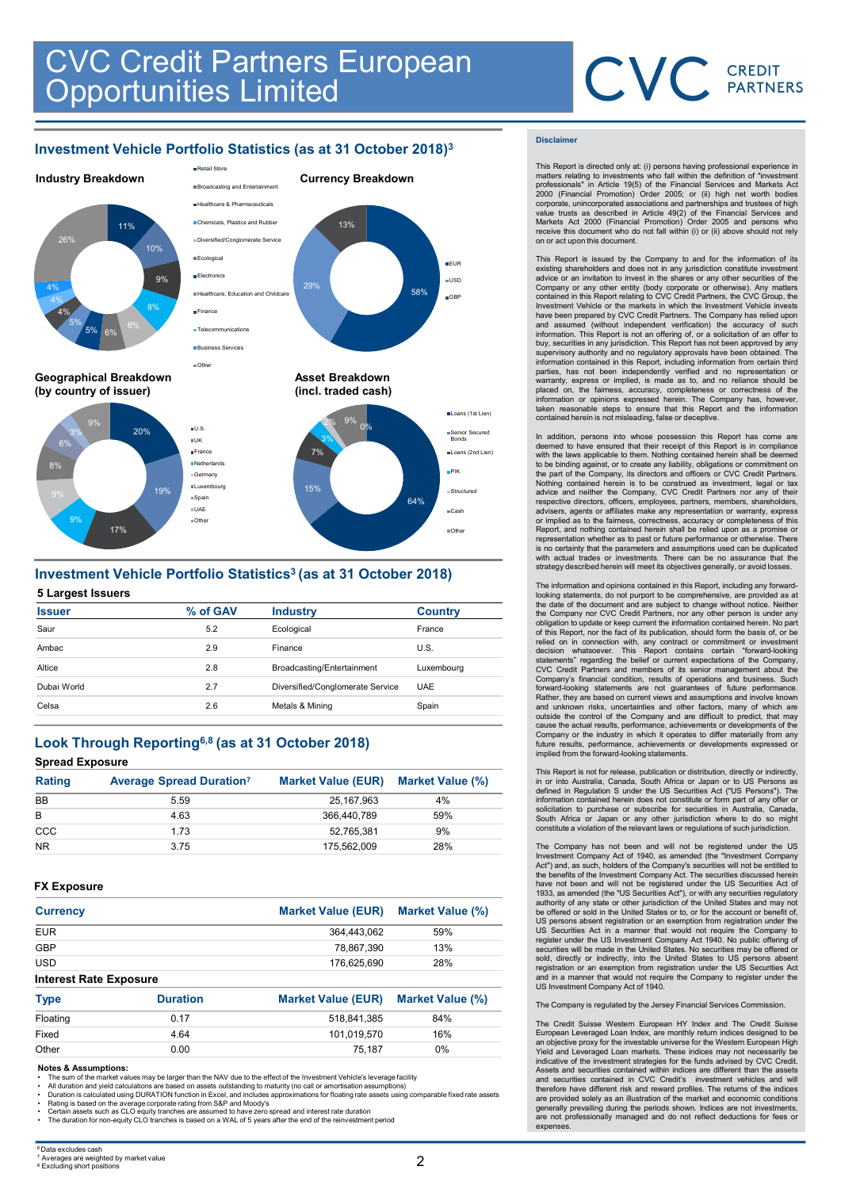# CVC Credit Partners European Opportunities Limited

CVC CREDIT PARTNERS

## Investment Vehicle Portfolio Statistics (as at 31 October 2018)[3]

### Industry Breakdown

11%
10%
9%
8%
8%
6%
5%
5%
4%
4%
4%
26%

Retail Store
Broadcasting and Entertainment
Healthcare & Pharmaceuticals
Chemicals, Plastics and Rubber
Diversified/Conglomerate Service
Ecological
Electronics
Healthcare, Education and Childcare
Finance
Telecommunications
Business Services
Other

### Currency Breakdown

58%
29%
13%

EUR
USD
GBP

### Geographical Breakdown (by country of issuer)

20%
19%
17%
9%
9%
8%
6%
3%
9%

U.S.
UK
France
Netherlands
Germany
Luxembourg
Spain
UAE
Other

### Asset Breakdown (incl. traded cash)

64%
15%
7%
3%
2%
9%
0%

Loans (1st Lien)
Senior Secured Bonds
Loans (2nd Lien)
PIK
Structured
Cash
Other

## Investment Vehicle Portfolio Statistics[3] (as at 31 October 2018)

### 5 Largest Issuers

| Issuer | % of GAV | Industry | Country |
|---|---|---|---|
| Saur | 5.2 | Ecological | France |
| Ambac | 2.9 | Finance | U.S. |
| Altice | 2.8 | Broadcasting/Entertainment | Luxembourg |
| Dubai World | 2.7 | Diversified/Conglomerate Service | UAE |
| Celsa | 2.6 | Metals & Mining | Spain |

## Look Through Reporting[6,8] (as at 31 October 2018)

### Spread Exposure

| Rating | Average Spread Duration[7] | Market Value (EUR) | Market Value (%) |
|---|---|---|---|
| BB | 5.59 | 25,167,963 | 4% |
| B | 4.63 | 366,440,789 | 59% |
| CCC | 1.73 | 52,765,381 | 9% |
| NR | 3.75 | 175,562,009 | 28% |

### FX Exposure

| Currency | Market Value (EUR) | Market Value (%) |
|---|---|---|
| EUR | 364,443,062 | 59% |
| GBP | 78,867,390 | 13% |
| USD | 176,625,690 | 28% |

### Interest Rate Exposure

| Type | Duration | Market Value (EUR) | Market Value (%) |
|---|---|---|---|
| Floating | 0.17 | 518,841,385 | 84% |
| Fixed | 4.64 | 101,019,570 | 16% |
| Other | 0.00 | 75,187 | 0% |

**Notes & Assumptions:**

- The sum of the market values may be larger than the NAV due to the effect of the Investment Vehicle's leverage facility
- All duration and yield calculations are based on assets outstanding to maturity (no call or amortisation assumptions)
- Duration is calculated using DURATION function in Excel, and includes approximations for floating rate assets using comparable fixed rate assets
- Rating is based on the average corporate rating from S&P and Moody's
- Certain assets such as CLO equity tranches are assumed to have zero spread and interest rate duration
- The duration for non-equity CLO tranches is based on a WAL of 5 years after the end of the reinvestment period

### Disclaimer

This Report is directed only at: (i) persons having professional experience in matters relating to investments who fall within the definition of "investment professionals" in Article 19(5) of the Financial Services and Markets Act 2000 (Financial Promotion) Order 2005; or (ii) high net worth bodies corporate, unincorporated associations and partnerships and trustees of high value trusts as described in Article 49(2) of the Financial Services and Markets Act 2000 (Financial Promotion) Order 2005 and persons who receive this document who do not fall within (i) or (ii) above should not rely on or act upon this document.

This Report is issued by the Company to and for the information of its existing shareholders and does not in any jurisdiction constitute investment advice or an invitation to invest in the shares or any other securities of the Company or any other entity (body corporate or otherwise). Any matters contained in this Report relating to CVC Credit Partners, the CVC Group, the Investment Vehicle or the markets in which the Investment Vehicle invests have been prepared by CVC Credit Partners. The Company has relied upon and assumed (without independent verification) the accuracy of such information. This Report is not an offering of, or a solicitation of an offer to buy, securities in any jurisdiction. This Report has not been approved by any supervisory authority and no regulatory approvals have been obtained. The information contained in this Report, including information from certain third parties, has not been independently verified and no representation or warranty, express or implied, is made as to, and no reliance should be placed on, the fairness, accuracy, completeness or correctness of the information or opinions expressed herein. The Company has, however, taken reasonable steps to ensure that this Report and the information contained herein is not misleading, false or deceptive.

In addition, persons into whose possession this Report has come are deemed to have ensured that their receipt of this Report is in compliance with the laws applicable to them. Nothing contained herein shall be deemed to be binding against, or to create any liability, obligations or commitment on the part of the Company, its directors and officers or CVC Credit Partners. Nothing contained herein is to be construed as investment, legal or tax advice and neither the Company, CVC Credit Partners nor any of their respective directors, officers, employees, partners, members, shareholders, advisers, agents or affiliates make any representation or warranty, express or implied as to the fairness, correctness, accuracy or completeness of this Report, and nothing contained herein shall be relied upon as a promise or representation whether as to past or future performance or otherwise. There is no certainty that the parameters and assumptions used can be duplicated with actual trades or investments. There can be no assurance that the strategy described herein will meet its objectives generally, or avoid losses.

The information and opinions contained in this Report, including any forward-looking statements, do not purport to be comprehensive, are provided as at the date of the document and are subject to change without notice. Neither the Company nor CVC Credit Partners, nor any other person is under any obligation to update or keep current the information contained herein. No part of this Report, nor the fact of its publication, should form the basis of, or be relied on in connection with, any contract or commitment or investment decision whatsoever. This Report contains certain "forward-looking statements" regarding the belief or current expectations of the Company, CVC Credit Partners and members of its senior management about the Company's financial condition, results of operations and business. Such forward-looking statements are not guarantees of future performance. Rather, they are based on current views and assumptions and involve known and unknown risks, uncertainties and other factors, many of which are outside the control of the Company and are difficult to predict, that may cause the actual results, performance, achievements or developments of the Company or the industry in which it operates to differ materially from any future results, performance, achievements or developments expressed or implied from the forward-looking statements.

This Report is not for release, publication or distribution, directly or indirectly, in or into Australia, Canada, South Africa or Japan or to US Persons as defined in Regulation S under the US Securities Act ("US Persons"). The information contained herein does not constitute or form part of any offer or solicitation to purchase or subscribe for securities in Australia, Canada, South Africa or Japan or any other jurisdiction where to do so might constitute a violation of the relevant laws or regulations of such jurisdiction.

The Company has not been and will not be registered under the US Investment Company Act of 1940, as amended (the "Investment Company Act") and, as such, holders of the Company's securities will not be entitled to the benefits of the Investment Company Act. The securities discussed herein have not been and will not be registered under the US Securities Act of 1933, as amended (the "US Securities Act"), or with any securities regulatory authority of any state or other jurisdiction of the United States and may not be offered or sold in the United States or to, or for the account or benefit of, US persons absent registration or an exemption from registration under the US Securities Act in a manner that would not require the Company to register under the US Investment Company Act 1940. No public offering of securities will be made in the United States. No securities may be offered or sold, directly or indirectly, into the United States to US persons absent registration or an exemption from registration under the US Securities Act and in a manner that would not require the Company to register under the US Investment Company Act of 1940.

The Company is regulated by the Jersey Financial Services Commission.

The Credit Suisse Western European HY Index and The Credit Suisse European Leveraged Loan Index, are monthly return indices designed to be an objective proxy for the investable universe for the Western European High Yield and Leveraged Loan markets. These indices may not necessarily be indicative of the investment strategies for the funds advised by CVC Credit. Assets and securities contained within indices are different than the assets and securities contained in CVC Credit's investment vehicles and will therefore have different risk and reward profiles. The returns of the indices are provided solely as an illustration of the market and economic conditions generally prevailing during the periods shown. Indices are not investments, are not professionally managed and do not reflect deductions for fees or expenses.

[6] Data excludes cash
[7] Averages are weighted by market value
[8] Excluding short positions